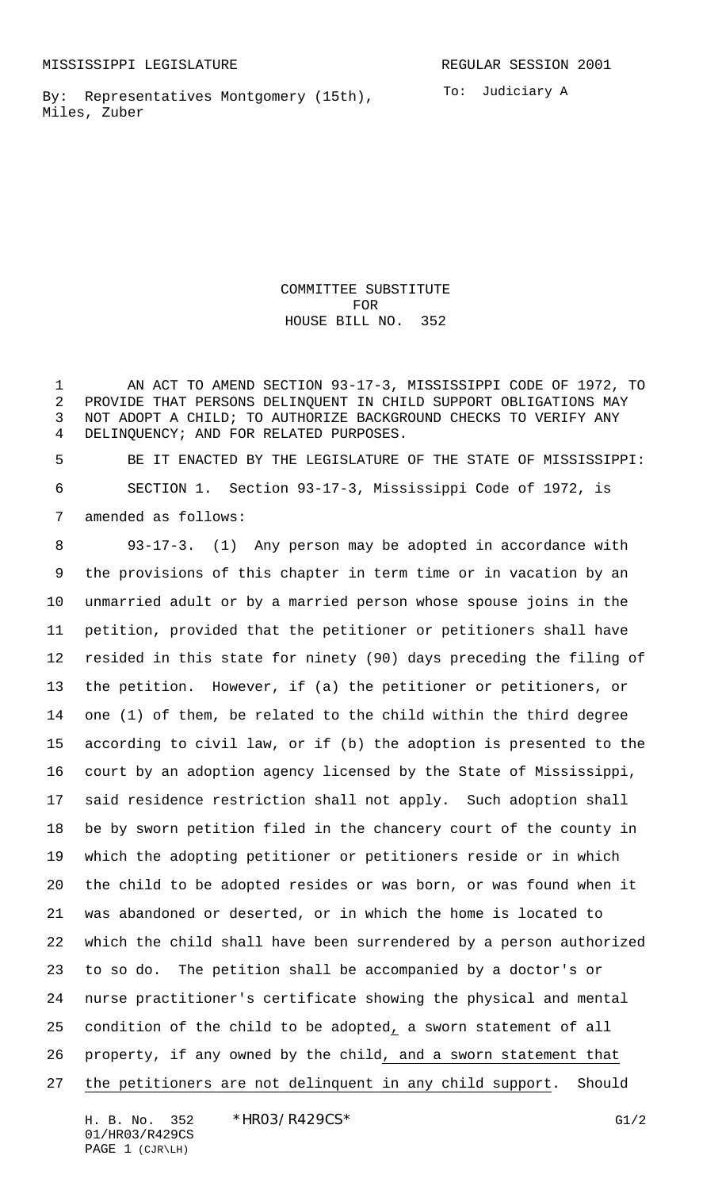MISSISSIPPI LEGISLATURE REGULAR SESSION 2001

By: Representatives Montgomery (15th), Miles, Zuber

To: Judiciary A

# COMMITTEE SUBSTITUTE FOR HOUSE BILL NO. 352

AN ACT TO AMEND SECTION 93-17-3, MISSISSIPPI CODE OF 1972, TO PROVIDE THAT PERSONS DELINQUENT IN CHILD SUPPORT OBLIGATIONS MAY NOT ADOPT A CHILD; TO AUTHORIZE BACKGROUND CHECKS TO VERIFY ANY DELINQUENCY; AND FOR RELATED PURPOSES.

BE IT ENACTED BY THE LEGISLATURE OF THE STATE OF MISSISSIPPI:

SECTION 1. Section 93-17-3, Mississippi Code of 1972, is amended as follows:

93-17-3. (1) Any person may be adopted in accordance with the provisions of this chapter in term time or in vacation by an unmarried adult or by a married person whose spouse joins in the petition, provided that the petitioner or petitioners shall have resided in this state for ninety (90) days preceding the filing of the petition. However, if (a) the petitioner or petitioners, or one (1) of them, be related to the child within the third degree according to civil law, or if (b) the adoption is presented to the court by an adoption agency licensed by the State of Mississippi, said residence restriction shall not apply. Such adoption shall be by sworn petition filed in the chancery court of the county in which the adopting petitioner or petitioners reside or in which the child to be adopted resides or was born, or was found when it was abandoned or deserted, or in which the home is located to which the child shall have been surrendered by a person authorized to so do. The petition shall be accompanied by a doctor's or nurse practitioner's certificate showing the physical and mental condition of the child to be adopted, a sworn statement of all property, if any owned by the child, and a sworn statement that the petitioners are not delinquent in any child support. Should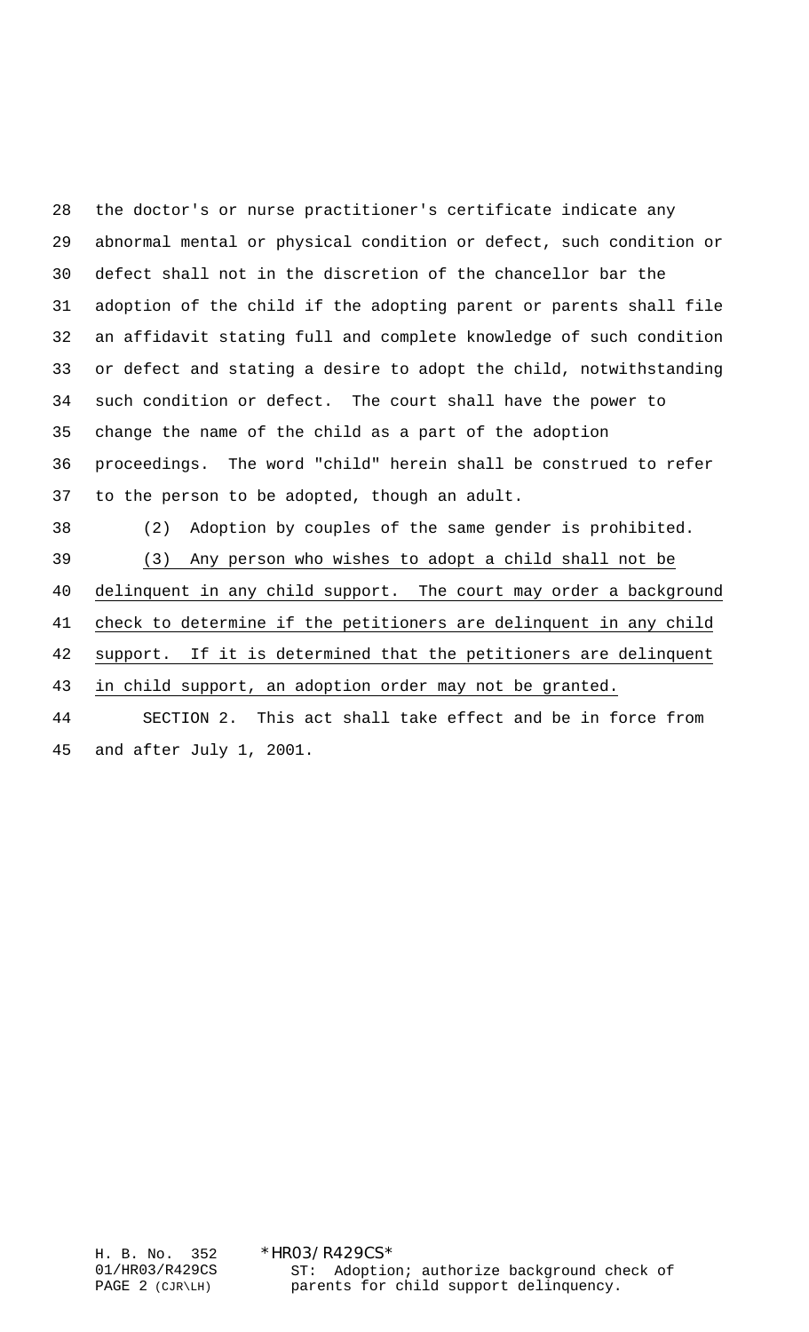the doctor's or nurse practitioner's certificate indicate any abnormal mental or physical condition or defect, such condition or defect shall not in the discretion of the chancellor bar the adoption of the child if the adopting parent or parents shall file an affidavit stating full and complete knowledge of such condition or defect and stating a desire to adopt the child, notwithstanding such condition or defect. The court shall have the power to change the name of the child as a part of the adoption proceedings. The word "child" herein shall be construed to refer to the person to be adopted, though an adult.

(2) Adoption by couples of the same gender is prohibited.

<u>(3) Any person who wishes to adopt a child shall not be delinquent in any child support. The court may order a background check to determine if the petitioners are delinquent in any child support. If it is determined that the petitioners are delinquent in child support, an adoption order may not be granted.</u>

SECTION 2. This act shall take effect and be in force from and after July 1, 2001.